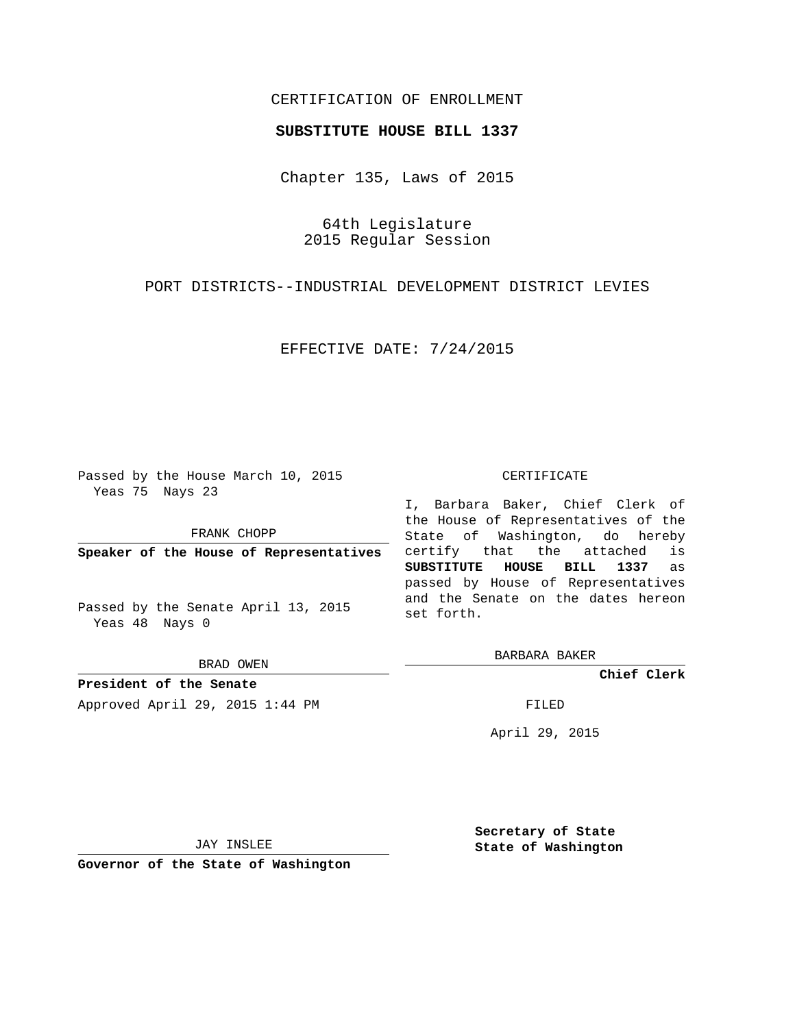CERTIFICATION OF ENROLLMENT

**SUBSTITUTE HOUSE BILL 1337**

Chapter 135, Laws of 2015

64th Legislature
2015 Regular Session

PORT DISTRICTS--INDUSTRIAL DEVELOPMENT DISTRICT LEVIES

EFFECTIVE DATE: 7/24/2015

Passed by the House March 10, 2015
Yeas 75 Nays 23

FRANK CHOPP

**Speaker of the House of Representatives**

Passed by the Senate April 13, 2015
Yeas 48 Nays 0

BRAD OWEN

**President of the Senate**

Approved April 29, 2015 1:44 PM

JAY INSLEE

**Governor of the State of Washington**

CERTIFICATE

I, Barbara Baker, Chief Clerk of the House of Representatives of the State of Washington, do hereby certify that the attached is **SUBSTITUTE HOUSE BILL 1337** as passed by House of Representatives and the Senate on the dates hereon set forth.

BARBARA BAKER

**Chief Clerk**

FILED

April 29, 2015

**Secretary of State**
**State of Washington**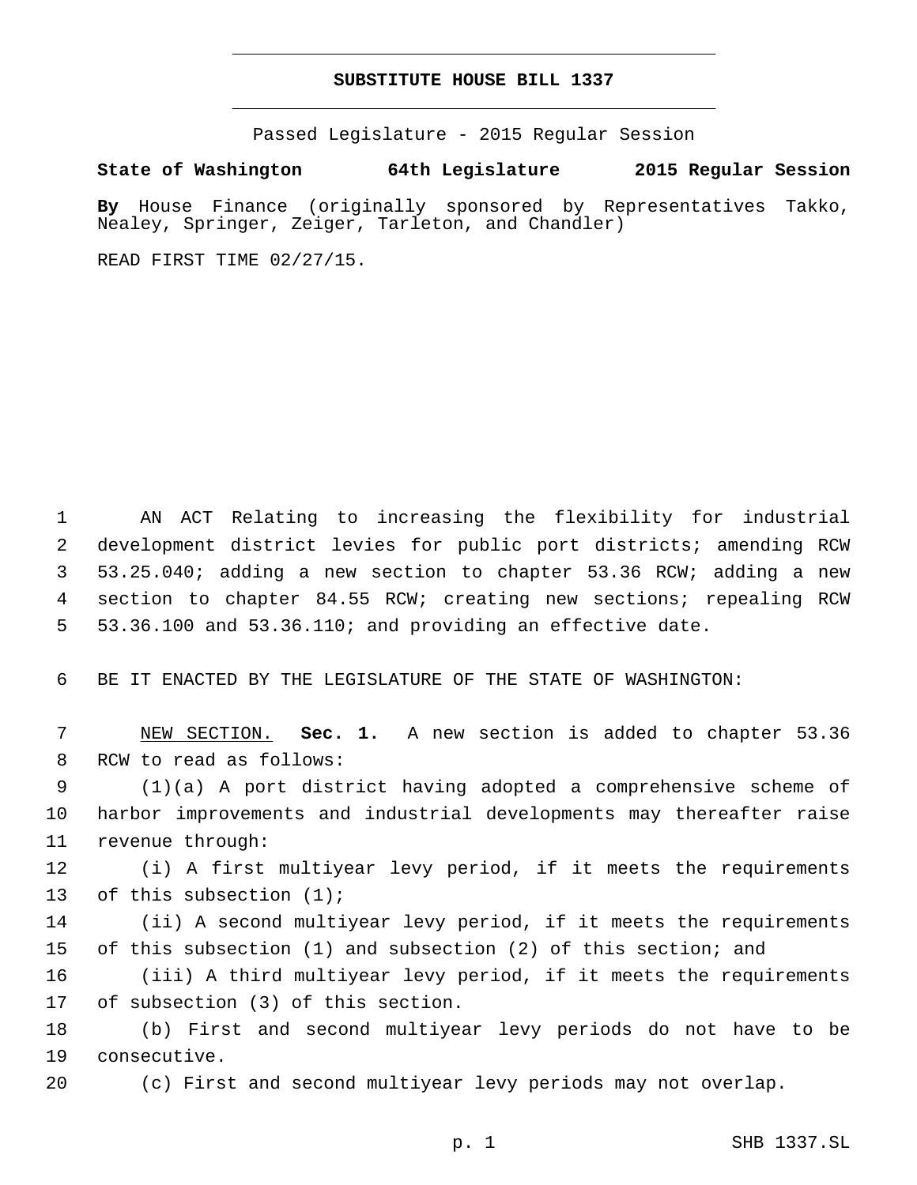# SUBSTITUTE HOUSE BILL 1337

Passed Legislature - 2015 Regular Session

**State of Washington 64th Legislature 2015 Regular Session**

**By** House Finance (originally sponsored by Representatives Takko, Nealey, Springer, Zeiger, Tarleton, and Chandler)

READ FIRST TIME 02/27/15.

AN ACT Relating to increasing the flexibility for industrial development district levies for public port districts; amending RCW 53.25.040; adding a new section to chapter 53.36 RCW; adding a new section to chapter 84.55 RCW; creating new sections; repealing RCW 53.36.100 and 53.36.110; and providing an effective date.

BE IT ENACTED BY THE LEGISLATURE OF THE STATE OF WASHINGTON:

NEW SECTION. **Sec. 1.** A new section is added to chapter 53.36 RCW to read as follows:

(1)(a) A port district having adopted a comprehensive scheme of harbor improvements and industrial developments may thereafter raise revenue through:

(i) A first multiyear levy period, if it meets the requirements of this subsection (1);

(ii) A second multiyear levy period, if it meets the requirements of this subsection (1) and subsection (2) of this section; and

(iii) A third multiyear levy period, if it meets the requirements of subsection (3) of this section.

(b) First and second multiyear levy periods do not have to be consecutive.

(c) First and second multiyear levy periods may not overlap.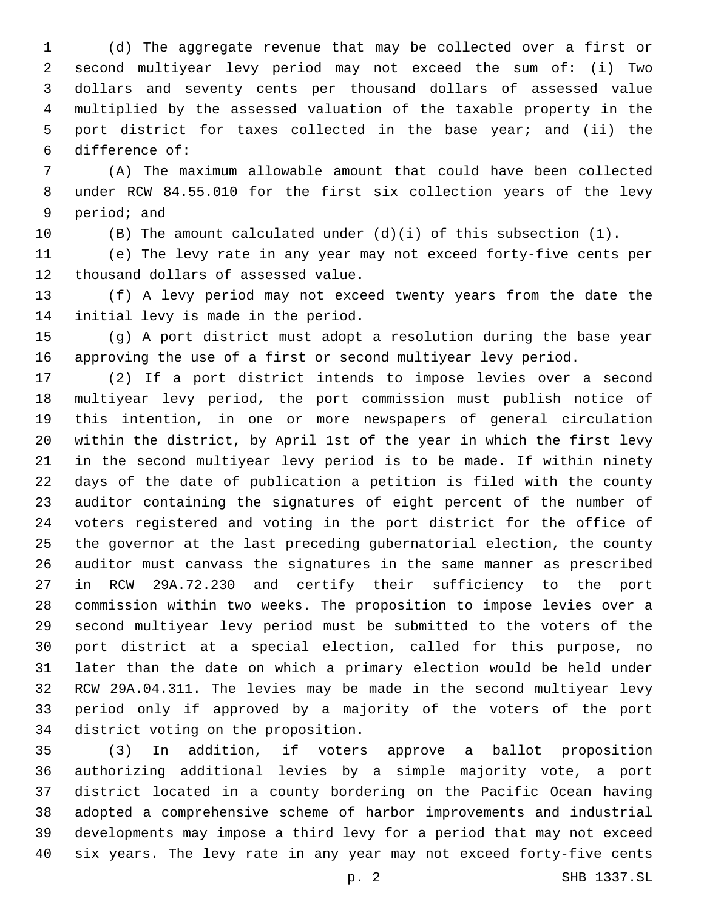(d) The aggregate revenue that may be collected over a first or second multiyear levy period may not exceed the sum of: (i) Two dollars and seventy cents per thousand dollars of assessed value multiplied by the assessed valuation of the taxable property in the port district for taxes collected in the base year; and (ii) the difference of:

(A) The maximum allowable amount that could have been collected under RCW 84.55.010 for the first six collection years of the levy period; and

(B) The amount calculated under (d)(i) of this subsection (1).

(e) The levy rate in any year may not exceed forty-five cents per thousand dollars of assessed value.

(f) A levy period may not exceed twenty years from the date the initial levy is made in the period.

(g) A port district must adopt a resolution during the base year approving the use of a first or second multiyear levy period.

(2) If a port district intends to impose levies over a second multiyear levy period, the port commission must publish notice of this intention, in one or more newspapers of general circulation within the district, by April 1st of the year in which the first levy in the second multiyear levy period is to be made. If within ninety days of the date of publication a petition is filed with the county auditor containing the signatures of eight percent of the number of voters registered and voting in the port district for the office of the governor at the last preceding gubernatorial election, the county auditor must canvass the signatures in the same manner as prescribed in RCW 29A.72.230 and certify their sufficiency to the port commission within two weeks. The proposition to impose levies over a second multiyear levy period must be submitted to the voters of the port district at a special election, called for this purpose, no later than the date on which a primary election would be held under RCW 29A.04.311. The levies may be made in the second multiyear levy period only if approved by a majority of the voters of the port district voting on the proposition.

(3) In addition, if voters approve a ballot proposition authorizing additional levies by a simple majority vote, a port district located in a county bordering on the Pacific Ocean having adopted a comprehensive scheme of harbor improvements and industrial developments may impose a third levy for a period that may not exceed six years. The levy rate in any year may not exceed forty-five cents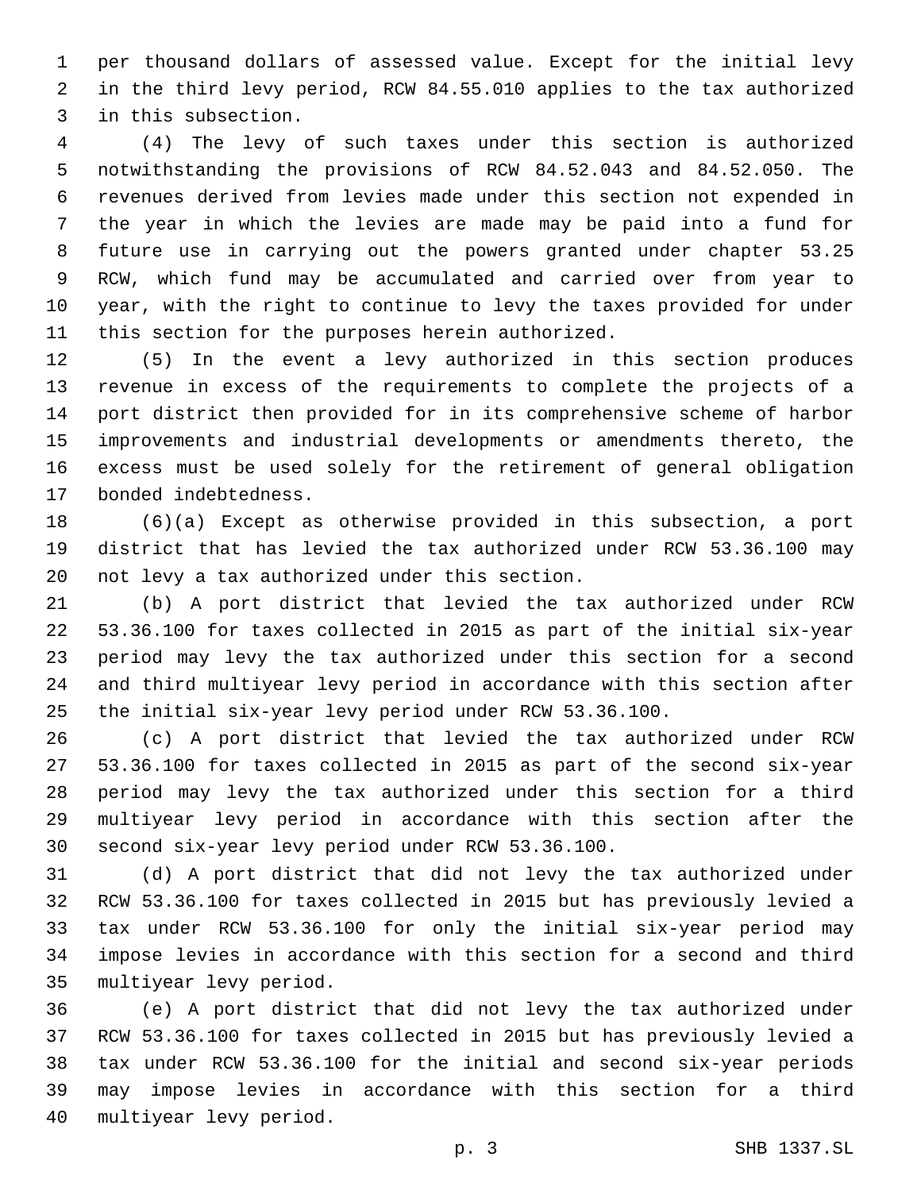per thousand dollars of assessed value. Except for the initial levy in the third levy period, RCW 84.55.010 applies to the tax authorized in this subsection.

(4) The levy of such taxes under this section is authorized notwithstanding the provisions of RCW 84.52.043 and 84.52.050. The revenues derived from levies made under this section not expended in the year in which the levies are made may be paid into a fund for future use in carrying out the powers granted under chapter 53.25 RCW, which fund may be accumulated and carried over from year to year, with the right to continue to levy the taxes provided for under this section for the purposes herein authorized.

(5) In the event a levy authorized in this section produces revenue in excess of the requirements to complete the projects of a port district then provided for in its comprehensive scheme of harbor improvements and industrial developments or amendments thereto, the excess must be used solely for the retirement of general obligation bonded indebtedness.

(6)(a) Except as otherwise provided in this subsection, a port district that has levied the tax authorized under RCW 53.36.100 may not levy a tax authorized under this section.

(b) A port district that levied the tax authorized under RCW 53.36.100 for taxes collected in 2015 as part of the initial six-year period may levy the tax authorized under this section for a second and third multiyear levy period in accordance with this section after the initial six-year levy period under RCW 53.36.100.

(c) A port district that levied the tax authorized under RCW 53.36.100 for taxes collected in 2015 as part of the second six-year period may levy the tax authorized under this section for a third multiyear levy period in accordance with this section after the second six-year levy period under RCW 53.36.100.

(d) A port district that did not levy the tax authorized under RCW 53.36.100 for taxes collected in 2015 but has previously levied a tax under RCW 53.36.100 for only the initial six-year period may impose levies in accordance with this section for a second and third multiyear levy period.

(e) A port district that did not levy the tax authorized under RCW 53.36.100 for taxes collected in 2015 but has previously levied a tax under RCW 53.36.100 for the initial and second six-year periods may impose levies in accordance with this section for a third multiyear levy period.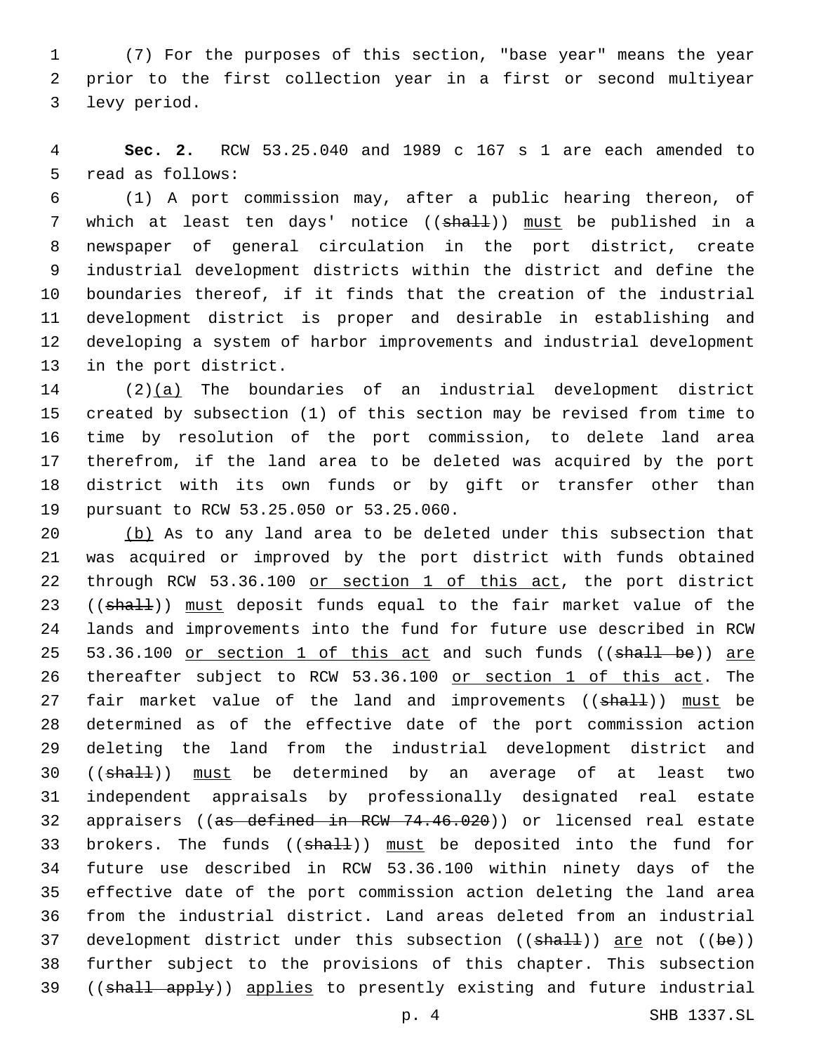(7) For the purposes of this section, "base year" means the year prior to the first collection year in a first or second multiyear levy period.

**Sec. 2.** RCW 53.25.040 and 1989 c 167 s 1 are each amended to read as follows:

(1) A port commission may, after a public hearing thereon, of which at least ten days' notice ((~~shall~~)) <u>must</u> be published in a newspaper of general circulation in the port district, create industrial development districts within the district and define the boundaries thereof, if it finds that the creation of the industrial development district is proper and desirable in establishing and developing a system of harbor improvements and industrial development in the port district.

(2)<u>(a)</u> The boundaries of an industrial development district created by subsection (1) of this section may be revised from time to time by resolution of the port commission, to delete land area therefrom, if the land area to be deleted was acquired by the port district with its own funds or by gift or transfer other than pursuant to RCW 53.25.050 or 53.25.060.

<u>(b)</u> As to any land area to be deleted under this subsection that was acquired or improved by the port district with funds obtained through RCW 53.36.100 <u>or section 1 of this act</u>, the port district ((~~shall~~)) <u>must</u> deposit funds equal to the fair market value of the lands and improvements into the fund for future use described in RCW 53.36.100 <u>or section 1 of this act</u> and such funds ((~~shall be~~)) <u>are</u> thereafter subject to RCW 53.36.100 <u>or section 1 of this act</u>. The fair market value of the land and improvements ((~~shall~~)) <u>must</u> be determined as of the effective date of the port commission action deleting the land from the industrial development district and ((~~shall~~)) <u>must</u> be determined by an average of at least two independent appraisals by professionally designated real estate appraisers ((~~as defined in RCW 74.46.020~~)) or licensed real estate brokers. The funds ((~~shall~~)) <u>must</u> be deposited into the fund for future use described in RCW 53.36.100 within ninety days of the effective date of the port commission action deleting the land area from the industrial district. Land areas deleted from an industrial development district under this subsection ((~~shall~~)) <u>are</u> not ((~~be~~)) further subject to the provisions of this chapter. This subsection ((~~shall apply~~)) <u>applies</u> to presently existing and future industrial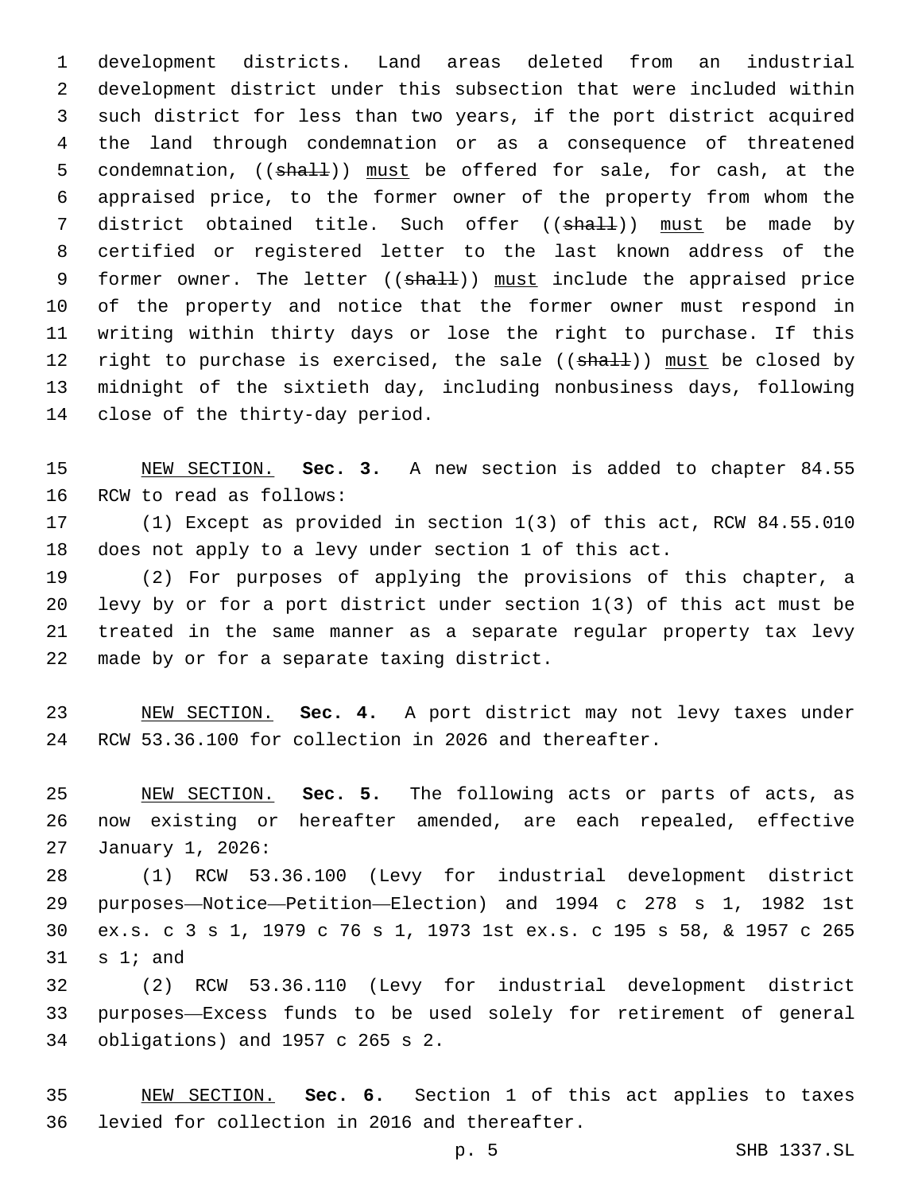development districts. Land areas deleted from an industrial development district under this subsection that were included within such district for less than two years, if the port district acquired the land through condemnation or as a consequence of threatened condemnation, ((~~shall~~)) <u>must</u> be offered for sale, for cash, at the appraised price, to the former owner of the property from whom the district obtained title. Such offer ((~~shall~~)) <u>must</u> be made by certified or registered letter to the last known address of the former owner. The letter ((~~shall~~)) <u>must</u> include the appraised price of the property and notice that the former owner must respond in writing within thirty days or lose the right to purchase. If this right to purchase is exercised, the sale ((~~shall~~)) <u>must</u> be closed by midnight of the sixtieth day, including nonbusiness days, following close of the thirty-day period.

<u>NEW SECTION.</u> **Sec. 3.** A new section is added to chapter 84.55 RCW to read as follows:

(1) Except as provided in section 1(3) of this act, RCW 84.55.010 does not apply to a levy under section 1 of this act.

(2) For purposes of applying the provisions of this chapter, a levy by or for a port district under section 1(3) of this act must be treated in the same manner as a separate regular property tax levy made by or for a separate taxing district.

<u>NEW SECTION.</u> **Sec. 4.** A port district may not levy taxes under RCW 53.36.100 for collection in 2026 and thereafter.

<u>NEW SECTION.</u> **Sec. 5.** The following acts or parts of acts, as now existing or hereafter amended, are each repealed, effective January 1, 2026:

(1) RCW 53.36.100 (Levy for industrial development district purposes—Notice—Petition—Election) and 1994 c 278 s 1, 1982 1st ex.s. c 3 s 1, 1979 c 76 s 1, 1973 1st ex.s. c 195 s 58, & 1957 c 265 s 1; and

(2) RCW 53.36.110 (Levy for industrial development district purposes—Excess funds to be used solely for retirement of general obligations) and 1957 c 265 s 2.

<u>NEW SECTION.</u> **Sec. 6.** Section 1 of this act applies to taxes levied for collection in 2016 and thereafter.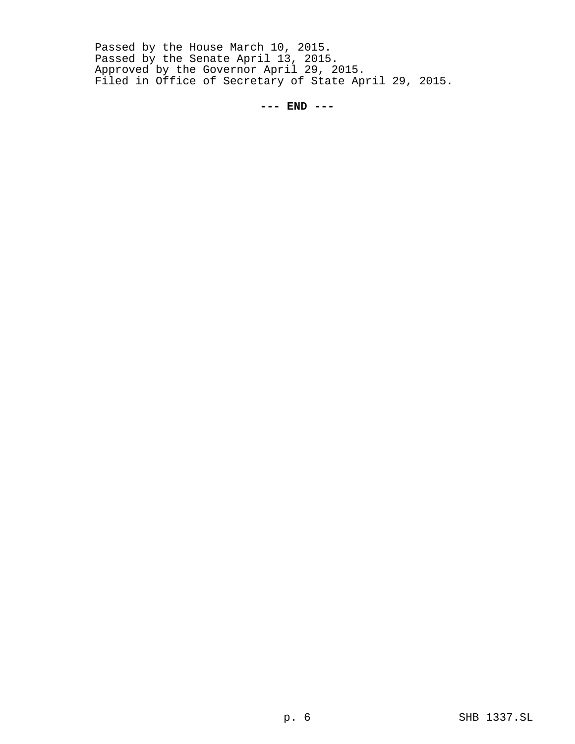Passed by the House March 10, 2015.
Passed by the Senate April 13, 2015.
Approved by the Governor April 29, 2015.
Filed in Office of Secretary of State April 29, 2015.

**--- END ---**